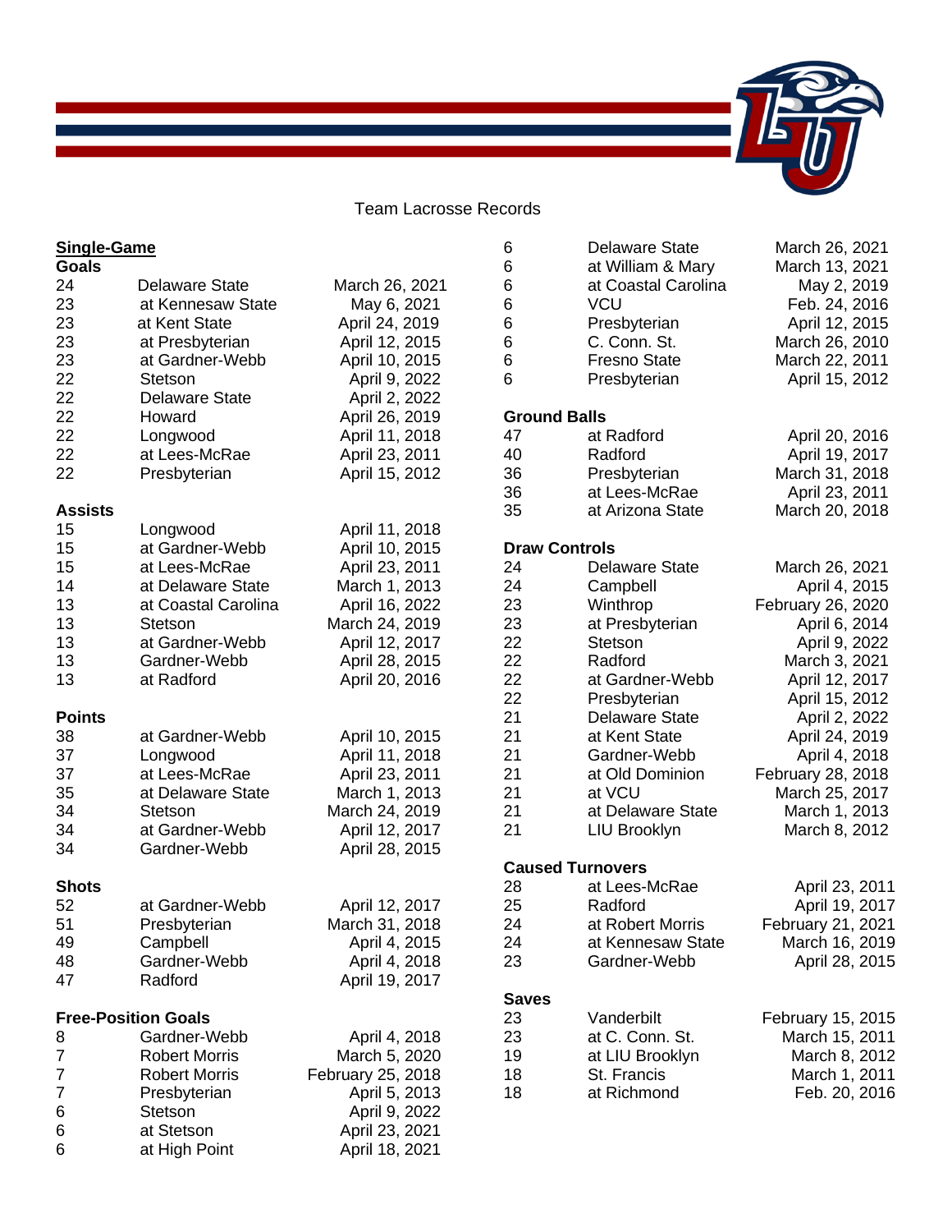# Team Lacrosse Records

## Single-Game

### Goals

| | | |
|---|---|---|
| 24 | Delaware State | March 26, 2021 |
| 23 | at Kennesaw State | May 6, 2021 |
| 23 | at Kent State | April 24, 2019 |
| 23 | at Presbyterian | April 12, 2015 |
| 23 | at Gardner-Webb | April 10, 2015 |
| 22 | Stetson | April 9, 2022 |
| 22 | Delaware State | April 2, 2022 |
| 22 | Howard | April 26, 2019 |
| 22 | Longwood | April 11, 2018 |
| 22 | at Lees-McRae | April 23, 2011 |
| 22 | Presbyterian | April 15, 2012 |

### Assists

| | | |
|---|---|---|
| 15 | Longwood | April 11, 2018 |
| 15 | at Gardner-Webb | April 10, 2015 |
| 15 | at Lees-McRae | April 23, 2011 |
| 14 | at Delaware State | March 1, 2013 |
| 13 | at Coastal Carolina | April 16, 2022 |
| 13 | Stetson | March 24, 2019 |
| 13 | at Gardner-Webb | April 12, 2017 |
| 13 | Gardner-Webb | April 28, 2015 |
| 13 | at Radford | April 20, 2016 |

### Points

| | | |
|---|---|---|
| 38 | at Gardner-Webb | April 10, 2015 |
| 37 | Longwood | April 11, 2018 |
| 37 | at Lees-McRae | April 23, 2011 |
| 35 | at Delaware State | March 1, 2013 |
| 34 | Stetson | March 24, 2019 |
| 34 | at Gardner-Webb | April 12, 2017 |
| 34 | Gardner-Webb | April 28, 2015 |

### Shots

| | | |
|---|---|---|
| 52 | at Gardner-Webb | April 12, 2017 |
| 51 | Presbyterian | March 31, 2018 |
| 49 | Campbell | April 4, 2015 |
| 48 | Gardner-Webb | April 4, 2018 |
| 47 | Radford | April 19, 2017 |

### Free-Position Goals

| | | |
|---|---|---|
| 8 | Gardner-Webb | April 4, 2018 |
| 7 | Robert Morris | March 5, 2020 |
| 7 | Robert Morris | February 25, 2018 |
| 7 | Presbyterian | April 5, 2013 |
| 6 | Stetson | April 9, 2022 |
| 6 | at Stetson | April 23, 2021 |
| 6 | at High Point | April 18, 2021 |
| 6 | Delaware State | March 26, 2021 |
| 6 | at William & Mary | March 13, 2021 |
| 6 | at Coastal Carolina | May 2, 2019 |
| 6 | VCU | Feb. 24, 2016 |
| 6 | Presbyterian | April 12, 2015 |
| 6 | C. Conn. St. | March 26, 2010 |
| 6 | Fresno State | March 22, 2011 |
| 6 | Presbyterian | April 15, 2012 |

### Ground Balls

| | | |
|---|---|---|
| 47 | at Radford | April 20, 2016 |
| 40 | Radford | April 19, 2017 |
| 36 | Presbyterian | March 31, 2018 |
| 36 | at Lees-McRae | April 23, 2011 |
| 35 | at Arizona State | March 20, 2018 |

### Draw Controls

| | | |
|---|---|---|
| 24 | Delaware State | March 26, 2021 |
| 24 | Campbell | April 4, 2015 |
| 23 | Winthrop | February 26, 2020 |
| 23 | at Presbyterian | April 6, 2014 |
| 22 | Stetson | April 9, 2022 |
| 22 | Radford | March 3, 2021 |
| 22 | at Gardner-Webb | April 12, 2017 |
| 22 | Presbyterian | April 15, 2012 |
| 21 | Delaware State | April 2, 2022 |
| 21 | at Kent State | April 24, 2019 |
| 21 | Gardner-Webb | April 4, 2018 |
| 21 | at Old Dominion | February 28, 2018 |
| 21 | at VCU | March 25, 2017 |
| 21 | at Delaware State | March 1, 2013 |
| 21 | LIU Brooklyn | March 8, 2012 |

### Caused Turnovers

| | | |
|---|---|---|
| 28 | at Lees-McRae | April 23, 2011 |
| 25 | Radford | April 19, 2017 |
| 24 | at Robert Morris | February 21, 2021 |
| 24 | at Kennesaw State | March 16, 2019 |
| 23 | Gardner-Webb | April 28, 2015 |

### Saves

| | | |
|---|---|---|
| 23 | Vanderbilt | February 15, 2015 |
| 23 | at C. Conn. St. | March 15, 2011 |
| 19 | at LIU Brooklyn | March 8, 2012 |
| 18 | St. Francis | March 1, 2011 |
| 18 | at Richmond | Feb. 20, 2016 |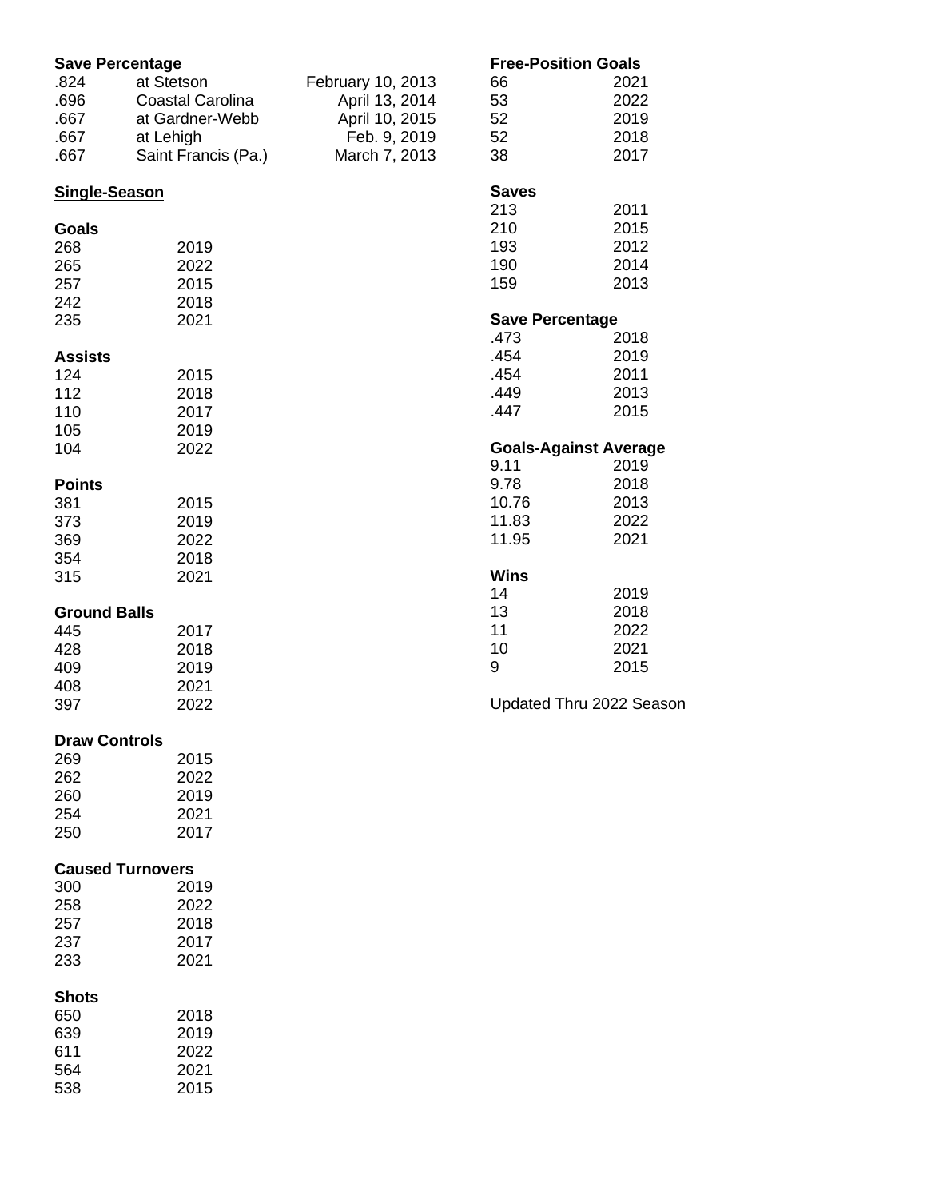### Save Percentage

| | | |
|---|---|---|
| .824 | at Stetson | February 10, 2013 |
| .696 | Coastal Carolina | April 13, 2014 |
| .667 | at Gardner-Webb | April 10, 2015 |
| .667 | at Lehigh | Feb. 9, 2019 |
| .667 | Saint Francis (Pa.) | March 7, 2013 |

## Single-Season

### Goals

| | |
|---|---|
| 268 | 2019 |
| 265 | 2022 |
| 257 | 2015 |
| 242 | 2018 |
| 235 | 2021 |

### Assists

| | |
|---|---|
| 124 | 2015 |
| 112 | 2018 |
| 110 | 2017 |
| 105 | 2019 |
| 104 | 2022 |

### Points

| | |
|---|---|
| 381 | 2015 |
| 373 | 2019 |
| 369 | 2022 |
| 354 | 2018 |
| 315 | 2021 |

### Ground Balls

| | |
|---|---|
| 445 | 2017 |
| 428 | 2018 |
| 409 | 2019 |
| 408 | 2021 |
| 397 | 2022 |

### Draw Controls

| | |
|---|---|
| 269 | 2015 |
| 262 | 2022 |
| 260 | 2019 |
| 254 | 2021 |
| 250 | 2017 |

### Caused Turnovers

| | |
|---|---|
| 300 | 2019 |
| 258 | 2022 |
| 257 | 2018 |
| 237 | 2017 |
| 233 | 2021 |

### Shots

| | |
|---|---|
| 650 | 2018 |
| 639 | 2019 |
| 611 | 2022 |
| 564 | 2021 |
| 538 | 2015 |

### Free-Position Goals

| | |
|---|---|
| 66 | 2021 |
| 53 | 2022 |
| 52 | 2019 |
| 52 | 2018 |
| 38 | 2017 |

### Saves

| | |
|---|---|
| 213 | 2011 |
| 210 | 2015 |
| 193 | 2012 |
| 190 | 2014 |
| 159 | 2013 |

### Save Percentage

| | |
|---|---|
| .473 | 2018 |
| .454 | 2019 |
| .454 | 2011 |
| .449 | 2013 |
| .447 | 2015 |

### Goals-Against Average

| | |
|---|---|
| 9.11 | 2019 |
| 9.78 | 2018 |
| 10.76 | 2013 |
| 11.83 | 2022 |
| 11.95 | 2021 |

### Wins

| | |
|---|---|
| 14 | 2019 |
| 13 | 2018 |
| 11 | 2022 |
| 10 | 2021 |
| 9 | 2015 |

Updated Thru 2022 Season